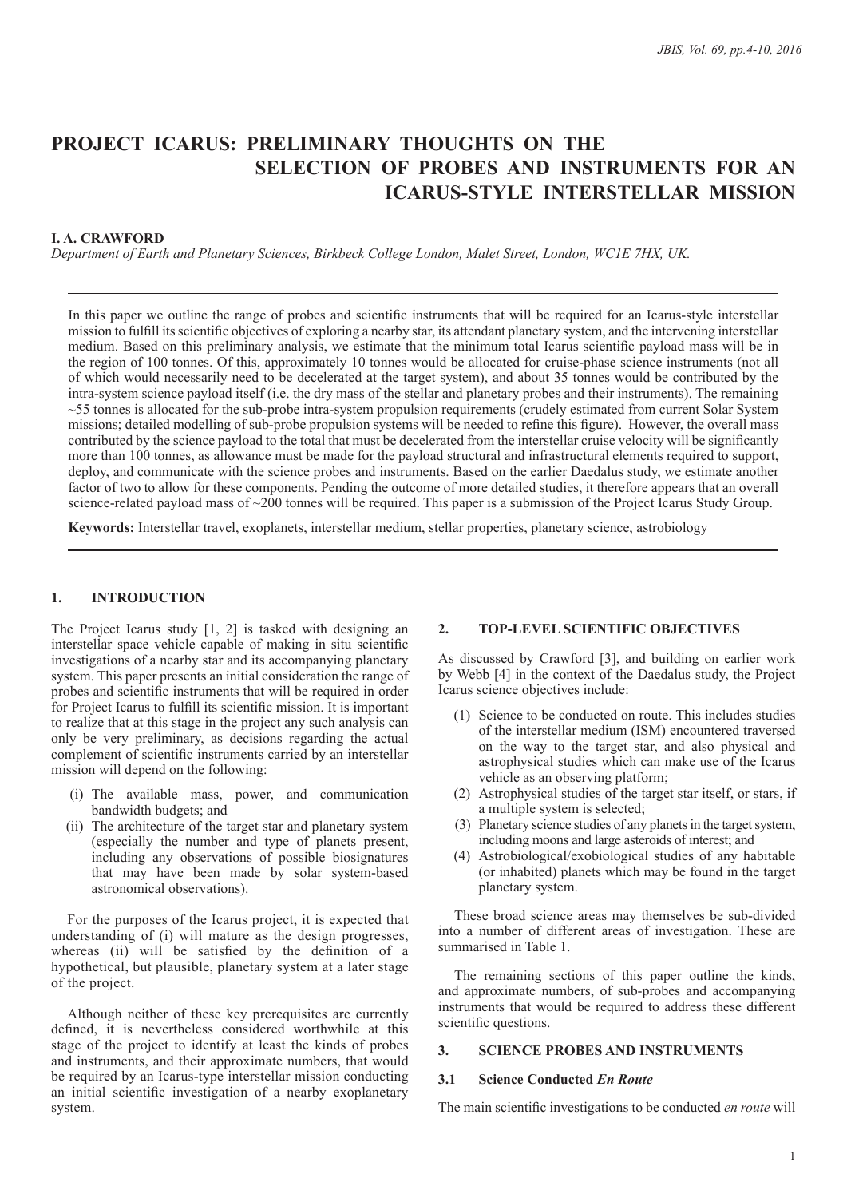# PROJECT ICARUS: PRELIMINARY THOUGHTS ON THE SELECTION OF PROBES AND INSTRUMENTS FOR AN ICARUS-STYLE INTERSTELLAR MISSION

**I. A. CRAWFORD**

*Department of Earth and Planetary Sciences, Birkbeck College London, Malet Street, London, WC1E 7HX, UK.*

In this paper we outline the range of probes and scientific instruments that will be required for an Icarus-style interstellar mission to fulfill its scientific objectives of exploring a nearby star, its attendant planetary system, and the intervening interstellar medium. Based on this preliminary analysis, we estimate that the minimum total Icarus scientific payload mass will be in the region of 100 tonnes. Of this, approximately 10 tonnes would be allocated for cruise-phase science instruments (not all of which would necessarily need to be decelerated at the target system), and about 35 tonnes would be contributed by the intra-system science payload itself (i.e. the dry mass of the stellar and planetary probes and their instruments). The remaining ~55 tonnes is allocated for the sub-probe intra-system propulsion requirements (crudely estimated from current Solar System missions; detailed modelling of sub-probe propulsion systems will be needed to refine this figure). However, the overall mass contributed by the science payload to the total that must be decelerated from the interstellar cruise velocity will be significantly more than 100 tonnes, as allowance must be made for the payload structural and infrastructural elements required to support, deploy, and communicate with the science probes and instruments. Based on the earlier Daedalus study, we estimate another factor of two to allow for these components. Pending the outcome of more detailed studies, it therefore appears that an overall science-related payload mass of ~200 tonnes will be required. This paper is a submission of the Project Icarus Study Group.

**Keywords:** Interstellar travel, exoplanets, interstellar medium, stellar properties, planetary science, astrobiology

## 1. INTRODUCTION

The Project Icarus study [1, 2] is tasked with designing an interstellar space vehicle capable of making in situ scientific investigations of a nearby star and its accompanying planetary system. This paper presents an initial consideration the range of probes and scientific instruments that will be required in order for Project Icarus to fulfill its scientific mission. It is important to realize that at this stage in the project any such analysis can only be very preliminary, as decisions regarding the actual complement of scientific instruments carried by an interstellar mission will depend on the following:

(i) The available mass, power, and communication bandwidth budgets; and

(ii) The architecture of the target star and planetary system (especially the number and type of planets present, including any observations of possible biosignatures that may have been made by solar system-based astronomical observations).

For the purposes of the Icarus project, it is expected that understanding of (i) will mature as the design progresses, whereas (ii) will be satisfied by the definition of a hypothetical, but plausible, planetary system at a later stage of the project.

Although neither of these key prerequisites are currently defined, it is nevertheless considered worthwhile at this stage of the project to identify at least the kinds of probes and instruments, and their approximate numbers, that would be required by an Icarus-type interstellar mission conducting an initial scientific investigation of a nearby exoplanetary system.

## 2. TOP-LEVEL SCIENTIFIC OBJECTIVES

As discussed by Crawford [3], and building on earlier work by Webb [4] in the context of the Daedalus study, the Project Icarus science objectives include:

(1) Science to be conducted on route. This includes studies of the interstellar medium (ISM) encountered traversed on the way to the target star, and also physical and astrophysical studies which can make use of the Icarus vehicle as an observing platform;

(2) Astrophysical studies of the target star itself, or stars, if a multiple system is selected;

(3) Planetary science studies of any planets in the target system, including moons and large asteroids of interest; and

(4) Astrobiological/exobiological studies of any habitable (or inhabited) planets which may be found in the target planetary system.

These broad science areas may themselves be sub-divided into a number of different areas of investigation. These are summarised in Table 1.

The remaining sections of this paper outline the kinds, and approximate numbers, of sub-probes and accompanying instruments that would be required to address these different scientific questions.

## 3. SCIENCE PROBES AND INSTRUMENTS

### 3.1 Science Conducted *En Route*

The main scientific investigations to be conducted *en route* will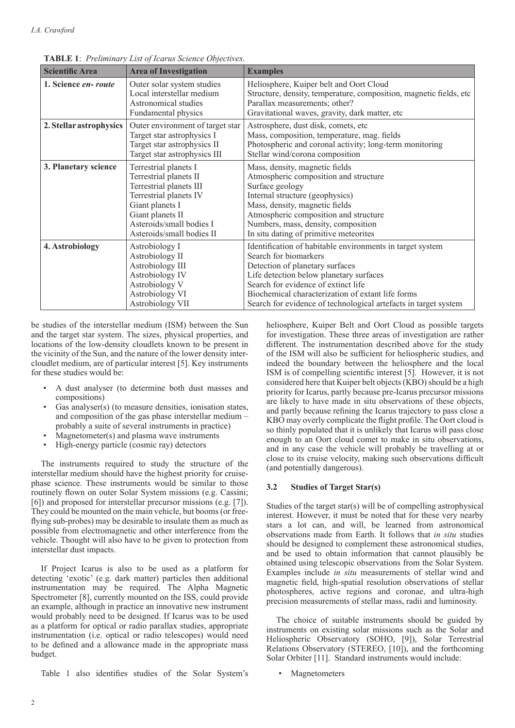**TABLE 1**: *Preliminary List of Icarus Science Objectives*.

| Scientific Area | Area of Investigation | Examples |
|---|---|---|
| **1. Science *en- route*** | Outer solar system studies | Heliosphere, Kuiper belt and Oort Cloud |
| | Local interstellar medium | Structure, density, temperature, composition, magnetic fields, etc |
| | Astronomical studies | Parallax measurements; other? |
| | Fundamental physics | Gravitational waves, gravity, dark matter, etc |
| **2. Stellar astrophysics** | Outer environment of target star | Astrosphere, dust disk, comets, etc |
| | Target star astrophysics I | Mass, composition, temperature, mag. fields |
| | Target star astrophysics II | Photospheric and coronal activity; long-term monitoring |
| | Target star astrophysics III | Stellar wind/corona composition |
| **3. Planetary science** | Terrestrial planets I | Mass, density, magnetic fields |
| | Terrestrial planets II | Atmospheric composition and structure |
| | Terrestrial planets III | Surface geology |
| | Terrestrial planets IV | Internal structure (geophysics) |
| | Giant planets I | Mass, density, magnetic fields |
| | Giant planets II | Atmospheric composition and structure |
| | Asteroids/small bodies I | Numbers, mass, density, composition |
| | Asteroids/small bodies II | In situ dating of primitive meteorites |
| **4. Astrobiology** | Astrobiology I | Identification of habitable environments in target system |
| | Astrobiology II | Search for biomarkers |
| | Astrobiology III | Detection of planetary surfaces |
| | Astrobiology IV | Life detection below planetary surfaces |
| | Astrobiology V | Search for evidence of extinct life |
| | Astrobiology VI | Biochemical characterization of extant life forms |
| | Astrobiology VII | Search for evidence of technological artefacts in target system |

be studies of the interstellar medium (ISM) between the Sun and the target star system. The sizes, physical properties, and locations of the low-density cloudlets known to be present in the vicinity of the Sun, and the nature of the lower density inter-cloudlet medium, are of particular interest [5]. Key instruments for these studies would be:

- A dust analyser (to determine both dust masses and compositions)
- Gas analyser(s) (to measure densities, ionisation states, and composition of the gas phase interstellar medium – probably a suite of several instruments in practice)
- Magnetometer(s) and plasma wave instruments
- High-energy particle (cosmic ray) detectors

The instruments required to study the structure of the interstellar medium should have the highest priority for cruise-phase science. These instruments would be similar to those routinely flown on outer Solar System missions (e.g. Cassini; [6]) and proposed for interstellar precursor missions (e.g. [7]). They could be mounted on the main vehicle, but booms (or free-flying sub-probes) may be desirable to insulate them as much as possible from electromagnetic and other interference from the vehicle. Thought will also have to be given to protection from interstellar dust impacts.

If Project Icarus is also to be used as a platform for detecting 'exotic' (e.g. dark matter) particles then additional instrumentation may be required. The Alpha Magnetic Spectrometer [8], currently mounted on the ISS, could provide an example, although in practice an innovative new instrument would probably need to be designed. If Icarus was to be used as a platform for optical or radio parallax studies, appropriate instrumentation (i.e. optical or radio telescopes) would need to be defined and a allowance made in the appropriate mass budget.

Table 1 also identifies studies of the Solar System's heliosphere, Kuiper Belt and Oort Cloud as possible targets for investigation. These three areas of investigation are rather different. The instrumentation described above for the study of the ISM will also be sufficient for heliospheric studies, and indeed the boundary between the heliosphere and the local ISM is of compelling scientific interest [5]. However, it is not considered here that Kuiper belt objects (KBO) should be a high priority for Icarus, partly because pre-Icarus precursor missions are likely to have made in situ observations of these objects, and partly because refining the Icarus trajectory to pass close a KBO may overly complicate the flight profile. The Oort cloud is so thinly populated that it is unlikely that Icarus will pass close enough to an Oort cloud comet to make in situ observations, and in any case the vehicle will probably be travelling at or close to its cruise velocity, making such observations difficult (and potentially dangerous).

### 3.2 Studies of Target Star(s)

Studies of the target star(s) will be of compelling astrophysical interest. However, it must be noted that for these very nearby stars a lot can, and will, be learned from astronomical observations made from Earth. It follows that *in situ* studies should be designed to complement these astronomical studies, and be used to obtain information that cannot plausibly be obtained using telescopic observations from the Solar System. Examples include *in situ* measurements of stellar wind and magnetic field, high-spatial resolution observations of stellar photospheres, active regions and coronae, and ultra-high precision measurements of stellar mass, radii and luminosity.

The choice of suitable instruments should be guided by instruments on existing solar missions such as the Solar and Heliospheric Observatory (SOHO, [9]), Solar Terrestrial Relations Observatory (STEREO, [10]), and the forthcoming Solar Orbiter [11]. Standard instruments would include:

- Magnetometers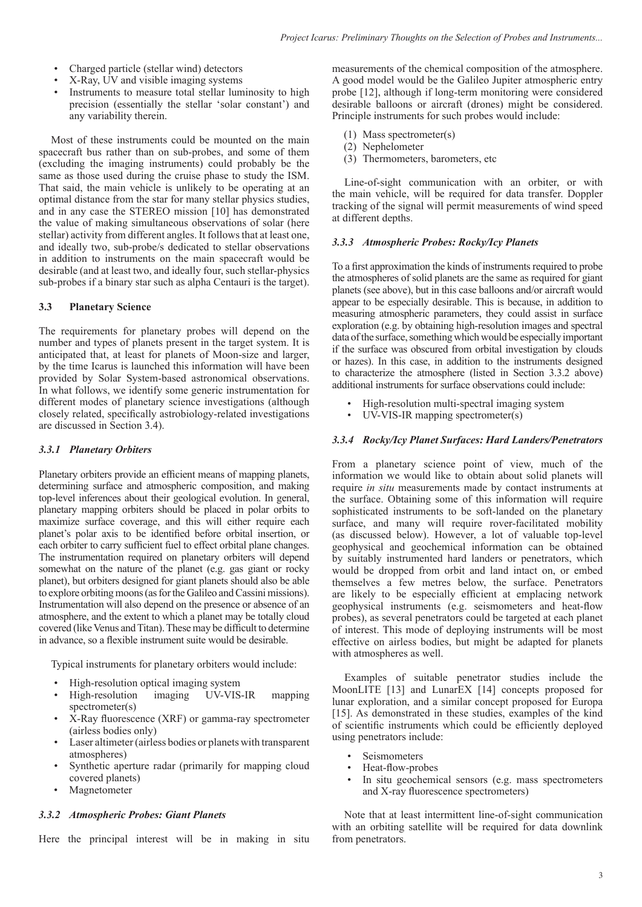- Charged particle (stellar wind) detectors
- X-Ray, UV and visible imaging systems
- Instruments to measure total stellar luminosity to high precision (essentially the stellar 'solar constant') and any variability therein.

Most of these instruments could be mounted on the main spacecraft bus rather than on sub-probes, and some of them (excluding the imaging instruments) could probably be the same as those used during the cruise phase to study the ISM. That said, the main vehicle is unlikely to be operating at an optimal distance from the star for many stellar physics studies, and in any case the STEREO mission [10] has demonstrated the value of making simultaneous observations of solar (here stellar) activity from different angles. It follows that at least one, and ideally two, sub-probe/s dedicated to stellar observations in addition to instruments on the main spacecraft would be desirable (and at least two, and ideally four, such stellar-physics sub-probes if a binary star such as alpha Centauri is the target).

## 3.3 Planetary Science

The requirements for planetary probes will depend on the number and types of planets present in the target system. It is anticipated that, at least for planets of Moon-size and larger, by the time Icarus is launched this information will have been provided by Solar System-based astronomical observations. In what follows, we identify some generic instrumentation for different modes of planetary science investigations (although closely related, specifically astrobiology-related investigations are discussed in Section 3.4).

### *3.3.1 Planetary Orbiters*

Planetary orbiters provide an efficient means of mapping planets, determining surface and atmospheric composition, and making top-level inferences about their geological evolution. In general, planetary mapping orbiters should be placed in polar orbits to maximize surface coverage, and this will either require each planet's polar axis to be identified before orbital insertion, or each orbiter to carry sufficient fuel to effect orbital plane changes. The instrumentation required on planetary orbiters will depend somewhat on the nature of the planet (e.g. gas giant or rocky planet), but orbiters designed for giant planets should also be able to explore orbiting moons (as for the Galileo and Cassini missions). Instrumentation will also depend on the presence or absence of an atmosphere, and the extent to which a planet may be totally cloud covered (like Venus and Titan). These may be difficult to determine in advance, so a flexible instrument suite would be desirable.

Typical instruments for planetary orbiters would include:

- High-resolution optical imaging system
- High-resolution imaging UV-VIS-IR mapping spectrometer(s)
- X-Ray fluorescence (XRF) or gamma-ray spectrometer (airless bodies only)
- Laser altimeter (airless bodies or planets with transparent atmospheres)
- Synthetic aperture radar (primarily for mapping cloud covered planets)
- Magnetometer

### *3.3.2 Atmospheric Probes: Giant Planets*

Here the principal interest will be in making in situ measurements of the chemical composition of the atmosphere. A good model would be the Galileo Jupiter atmospheric entry probe [12], although if long-term monitoring were considered desirable balloons or aircraft (drones) might be considered. Principle instruments for such probes would include:

(1) Mass spectrometer(s)
(2) Nephelometer
(3) Thermometers, barometers, etc

Line-of-sight communication with an orbiter, or with the main vehicle, will be required for data transfer. Doppler tracking of the signal will permit measurements of wind speed at different depths.

### *3.3.3 Atmospheric Probes: Rocky/Icy Planets*

To a first approximation the kinds of instruments required to probe the atmospheres of solid planets are the same as required for giant planets (see above), but in this case balloons and/or aircraft would appear to be especially desirable. This is because, in addition to measuring atmospheric parameters, they could assist in surface exploration (e.g. by obtaining high-resolution images and spectral data of the surface, something which would be especially important if the surface was obscured from orbital investigation by clouds or hazes). In this case, in addition to the instruments designed to characterize the atmosphere (listed in Section 3.3.2 above) additional instruments for surface observations could include:

- High-resolution multi-spectral imaging system
- UV-VIS-IR mapping spectrometer(s)

### *3.3.4 Rocky/Icy Planet Surfaces: Hard Landers/Penetrators*

From a planetary science point of view, much of the information we would like to obtain about solid planets will require *in situ* measurements made by contact instruments at the surface. Obtaining some of this information will require sophisticated instruments to be soft-landed on the planetary surface, and many will require rover-facilitated mobility (as discussed below). However, a lot of valuable top-level geophysical and geochemical information can be obtained by suitably instrumented hard landers or penetrators, which would be dropped from orbit and land intact on, or embed themselves a few metres below, the surface. Penetrators are likely to be especially efficient at emplacing network geophysical instruments (e.g. seismometers and heat-flow probes), as several penetrators could be targeted at each planet of interest. This mode of deploying instruments will be most effective on airless bodies, but might be adapted for planets with atmospheres as well.

Examples of suitable penetrator studies include the MoonLITE [13] and LunarEX [14] concepts proposed for lunar exploration, and a similar concept proposed for Europa [15]. As demonstrated in these studies, examples of the kind of scientific instruments which could be efficiently deployed using penetrators include:

- Seismometers
- Heat-flow-probes
- In situ geochemical sensors (e.g. mass spectrometers and X-ray fluorescence spectrometers)

Note that at least intermittent line-of-sight communication with an orbiting satellite will be required for data downlink from penetrators.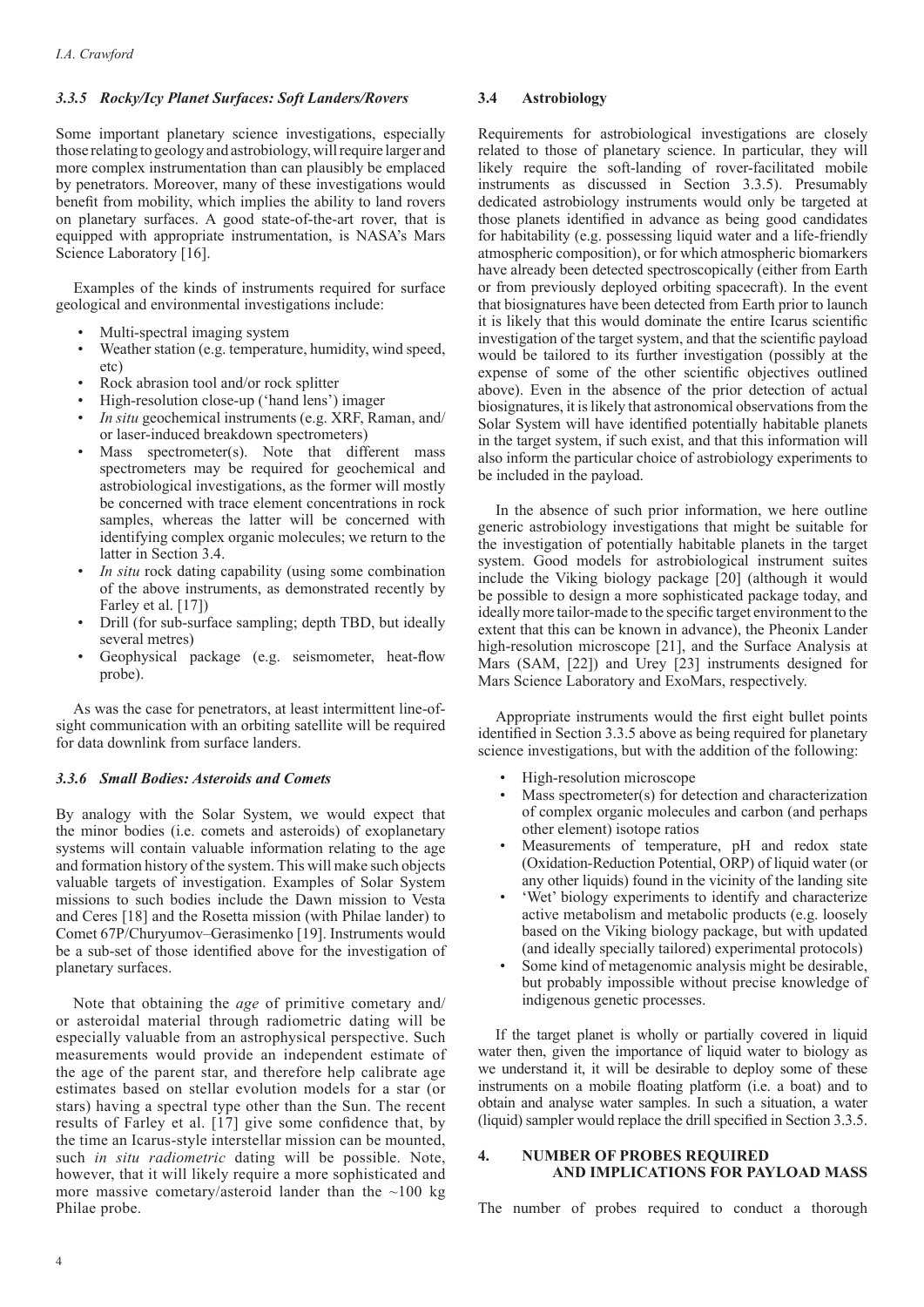### 3.3.5 *Rocky/Icy Planet Surfaces: Soft Landers/Rovers*

Some important planetary science investigations, especially those relating to geology and astrobiology, will require larger and more complex instrumentation than can plausibly be emplaced by penetrators. Moreover, many of these investigations would benefit from mobility, which implies the ability to land rovers on planetary surfaces. A good state-of-the-art rover, that is equipped with appropriate instrumentation, is NASA's Mars Science Laboratory [16].

Examples of the kinds of instruments required for surface geological and environmental investigations include:

- Multi-spectral imaging system
- Weather station (e.g. temperature, humidity, wind speed, etc)
- Rock abrasion tool and/or rock splitter
- High-resolution close-up ('hand lens') imager
- *In situ* geochemical instruments (e.g. XRF, Raman, and/or laser-induced breakdown spectrometers)
- Mass spectrometer(s). Note that different mass spectrometers may be required for geochemical and astrobiological investigations, as the former will mostly be concerned with trace element concentrations in rock samples, whereas the latter will be concerned with identifying complex organic molecules; we return to the latter in Section 3.4.
- *In situ* rock dating capability (using some combination of the above instruments, as demonstrated recently by Farley et al. [17])
- Drill (for sub-surface sampling; depth TBD, but ideally several metres)
- Geophysical package (e.g. seismometer, heat-flow probe).

As was the case for penetrators, at least intermittent line-of-sight communication with an orbiting satellite will be required for data downlink from surface landers.

### 3.3.6 *Small Bodies: Asteroids and Comets*

By analogy with the Solar System, we would expect that the minor bodies (i.e. comets and asteroids) of exoplanetary systems will contain valuable information relating to the age and formation history of the system. This will make such objects valuable targets of investigation. Examples of Solar System missions to such bodies include the Dawn mission to Vesta and Ceres [18] and the Rosetta mission (with Philae lander) to Comet 67P/Churyumov–Gerasimenko [19]. Instruments would be a sub-set of those identified above for the investigation of planetary surfaces.

Note that obtaining the *age* of primitive cometary and/or asteroidal material through radiometric dating will be especially valuable from an astrophysical perspective. Such measurements would provide an independent estimate of the age of the parent star, and therefore help calibrate age estimates based on stellar evolution models for a star (or stars) having a spectral type other than the Sun. The recent results of Farley et al. [17] give some confidence that, by the time an Icarus-style interstellar mission can be mounted, such *in situ radiometric* dating will be possible. Note, however, that it will likely require a more sophisticated and more massive cometary/asteroid lander than the ~100 kg Philae probe.

### 3.4 Astrobiology

Requirements for astrobiological investigations are closely related to those of planetary science. In particular, they will likely require the soft-landing of rover-facilitated mobile instruments as discussed in Section 3.3.5). Presumably dedicated astrobiology instruments would only be targeted at those planets identified in advance as being good candidates for habitability (e.g. possessing liquid water and a life-friendly atmospheric composition), or for which atmospheric biomarkers have already been detected spectroscopically (either from Earth or from previously deployed orbiting spacecraft). In the event that biosignatures have been detected from Earth prior to launch it is likely that this would dominate the entire Icarus scientific investigation of the target system, and that the scientific payload would be tailored to its further investigation (possibly at the expense of some of the other scientific objectives outlined above). Even in the absence of the prior detection of actual biosignatures, it is likely that astronomical observations from the Solar System will have identified potentially habitable planets in the target system, if such exist, and that this information will also inform the particular choice of astrobiology experiments to be included in the payload.

In the absence of such prior information, we here outline generic astrobiology investigations that might be suitable for the investigation of potentially habitable planets in the target system. Good models for astrobiological instrument suites include the Viking biology package [20] (although it would be possible to design a more sophisticated package today, and ideally more tailor-made to the specific target environment to the extent that this can be known in advance), the Pheonix Lander high-resolution microscope [21], and the Surface Analysis at Mars (SAM, [22]) and Urey [23] instruments designed for Mars Science Laboratory and ExoMars, respectively.

Appropriate instruments would the first eight bullet points identified in Section 3.3.5 above as being required for planetary science investigations, but with the addition of the following:

- High-resolution microscope
- Mass spectrometer(s) for detection and characterization of complex organic molecules and carbon (and perhaps other element) isotope ratios
- Measurements of temperature, pH and redox state (Oxidation-Reduction Potential, ORP) of liquid water (or any other liquids) found in the vicinity of the landing site
- 'Wet' biology experiments to identify and characterize active metabolism and metabolic products (e.g. loosely based on the Viking biology package, but with updated (and ideally specially tailored) experimental protocols)
- Some kind of metagenomic analysis might be desirable, but probably impossible without precise knowledge of indigenous genetic processes.

If the target planet is wholly or partially covered in liquid water then, given the importance of liquid water to biology as we understand it, it will be desirable to deploy some of these instruments on a mobile floating platform (i.e. a boat) and to obtain and analyse water samples. In such a situation, a water (liquid) sampler would replace the drill specified in Section 3.3.5.

## 4. NUMBER OF PROBES REQUIRED AND IMPLICATIONS FOR PAYLOAD MASS

The number of probes required to conduct a thorough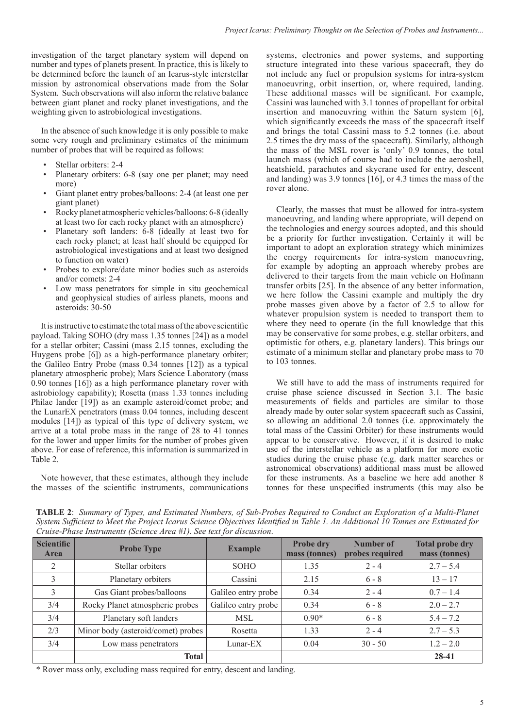investigation of the target planetary system will depend on number and types of planets present. In practice, this is likely to be determined before the launch of an Icarus-style interstellar mission by astronomical observations made from the Solar System. Such observations will also inform the relative balance between giant planet and rocky planet investigations, and the weighting given to astrobiological investigations.

In the absence of such knowledge it is only possible to make some very rough and preliminary estimates of the minimum number of probes that will be required as follows:

- Stellar orbiters: 2-4
- Planetary orbiters: 6-8 (say one per planet; may need more)
- Giant planet entry probes/balloons: 2-4 (at least one per giant planet)
- Rocky planet atmospheric vehicles/balloons: 6-8 (ideally at least two for each rocky planet with an atmosphere)
- Planetary soft landers: 6-8 (ideally at least two for each rocky planet; at least half should be equipped for astrobiological investigations and at least two designed to function on water)
- Probes to explore/date minor bodies such as asteroids and/or comets: 2-4
- Low mass penetrators for simple in situ geochemical and geophysical studies of airless planets, moons and asteroids: 30-50

It is instructive to estimate the total mass of the above scientific payload. Taking SOHO (dry mass 1.35 tonnes [24]) as a model for a stellar orbiter; Cassini (mass 2.15 tonnes, excluding the Huygens probe [6]) as a high-performance planetary orbiter; the Galileo Entry Probe (mass 0.34 tonnes [12]) as a typical planetary atmospheric probe); Mars Science Laboratory (mass 0.90 tonnes [16]) as a high performance planetary rover with astrobiology capability); Rosetta (mass 1.33 tonnes including Philae lander [19]) as an example asteroid/comet probe; and the LunarEX penetrators (mass 0.04 tonnes, including descent modules [14]) as typical of this type of delivery system, we arrive at a total probe mass in the range of 28 to 41 tonnes for the lower and upper limits for the number of probes given above. For ease of reference, this information is summarized in Table 2.

Note however, that these estimates, although they include the masses of the scientific instruments, communications systems, electronics and power systems, and supporting structure integrated into these various spacecraft, they do not include any fuel or propulsion systems for intra-system manoeuvring, orbit insertion, or, where required, landing. These additional masses will be significant. For example, Cassini was launched with 3.1 tonnes of propellant for orbital insertion and manoeuvring within the Saturn system [6], which significantly exceeds the mass of the spacecraft itself and brings the total Cassini mass to 5.2 tonnes (i.e. about 2.5 times the dry mass of the spacecraft). Similarly, although the mass of the MSL rover is 'only' 0.9 tonnes, the total launch mass (which of course had to include the aeroshell, heatshield, parachutes and skycrane used for entry, descent and landing) was 3.9 tonnes [16], or 4.3 times the mass of the rover alone.

Clearly, the masses that must be allowed for intra-system manoeuvring, and landing where appropriate, will depend on the technologies and energy sources adopted, and this should be a priority for further investigation. Certainly it will be important to adopt an exploration strategy which minimizes the energy requirements for intra-system manoeuvring, for example by adopting an approach whereby probes are delivered to their targets from the main vehicle on Hofmann transfer orbits [25]. In the absence of any better information, we here follow the Cassini example and multiply the dry probe masses given above by a factor of 2.5 to allow for whatever propulsion system is needed to transport them to where they need to operate (in the full knowledge that this may be conservative for some probes, e.g. stellar orbiters, and optimistic for others, e.g. planetary landers). This brings our estimate of a minimum stellar and planetary probe mass to 70 to 103 tonnes.

We still have to add the mass of instruments required for cruise phase science discussed in Section 3.1. The basic measurements of fields and particles are similar to those already made by outer solar system spacecraft such as Cassini, so allowing an additional 2.0 tonnes (i.e. approximately the total mass of the Cassini Orbiter) for these instruments would appear to be conservative. However, if it is desired to make use of the interstellar vehicle as a platform for more exotic studies during the cruise phase (e.g. dark matter searches or astronomical observations) additional mass must be allowed for these instruments. As a baseline we here add another 8 tonnes for these unspecified instruments (this may also be

**TABLE 2**: *Summary of Types, and Estimated Numbers, of Sub-Probes Required to Conduct an Exploration of a Multi-Planet System Sufficient to Meet the Project Icarus Science Objectives Identified in Table 1. An Additional 10 Tonnes are Estimated for Cruise-Phase Instruments (Science Area #1). See text for discussion.*

| Scientific Area | Probe Type | Example | Probe dry mass (tonnes) | Number of probes required | Total probe dry mass (tonnes) |
|---|---|---|---|---|---|
| 2 | Stellar orbiters | SOHO | 1.35 | 2 - 4 | 2.7 – 5.4 |
| 3 | Planetary orbiters | Cassini | 2.15 | 6 - 8 | 13 – 17 |
| 3 | Gas Giant probes/balloons | Galileo entry probe | 0.34 | 2 - 4 | 0.7 – 1.4 |
| 3/4 | Rocky Planet atmospheric probes | Galileo entry probe | 0.34 | 6 - 8 | 2.0 – 2.7 |
| 3/4 | Planetary soft landers | MSL | 0.90* | 6 - 8 | 5.4 – 7.2 |
| 2/3 | Minor body (asteroid/comet) probes | Rosetta | 1.33 | 2 - 4 | 2.7 – 5.3 |
| 3/4 | Low mass penetrators | Lunar-EX | 0.04 | 30 - 50 | 1.2 – 2.0 |
| | **Total** | | | | **28-41** |

\* Rover mass only, excluding mass required for entry, descent and landing.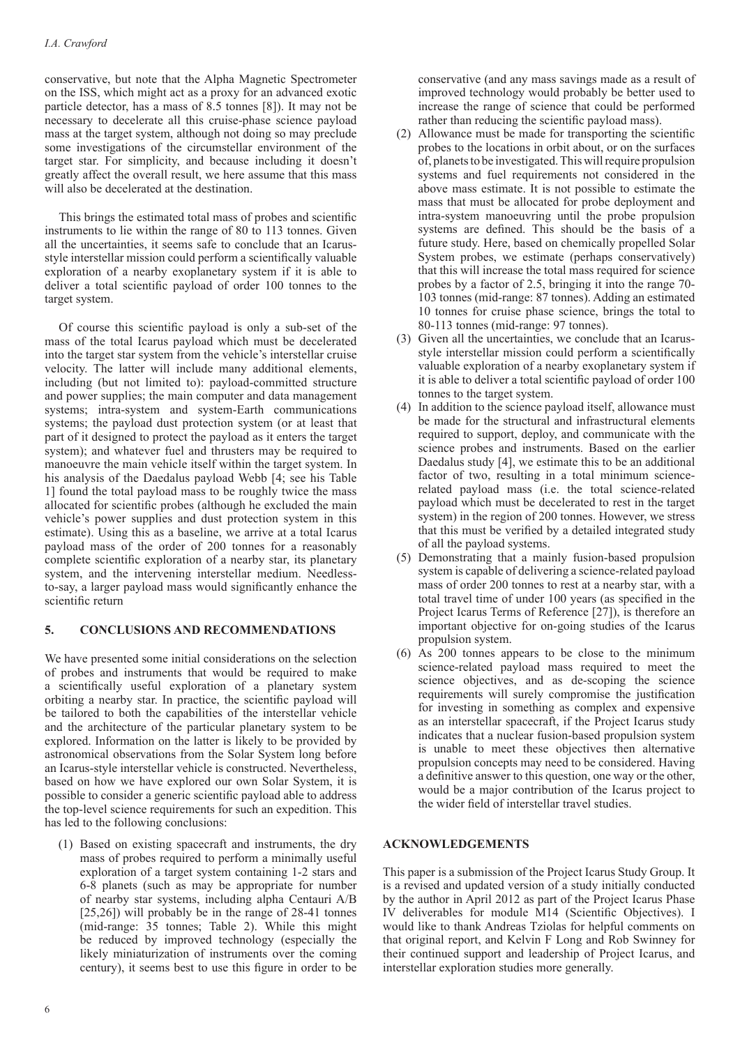conservative, but note that the Alpha Magnetic Spectrometer on the ISS, which might act as a proxy for an advanced exotic particle detector, has a mass of 8.5 tonnes [8]). It may not be necessary to decelerate all this cruise-phase science payload mass at the target system, although not doing so may preclude some investigations of the circumstellar environment of the target star. For simplicity, and because including it doesn't greatly affect the overall result, we here assume that this mass will also be decelerated at the destination.

This brings the estimated total mass of probes and scientific instruments to lie within the range of 80 to 113 tonnes. Given all the uncertainties, it seems safe to conclude that an Icarus-style interstellar mission could perform a scientifically valuable exploration of a nearby exoplanetary system if it is able to deliver a total scientific payload of order 100 tonnes to the target system.

Of course this scientific payload is only a sub-set of the mass of the total Icarus payload which must be decelerated into the target star system from the vehicle's interstellar cruise velocity. The latter will include many additional elements, including (but not limited to): payload-committed structure and power supplies; the main computer and data management systems; intra-system and system-Earth communications systems; the payload dust protection system (or at least that part of it designed to protect the payload as it enters the target system); and whatever fuel and thrusters may be required to manoeuvre the main vehicle itself within the target system. In his analysis of the Daedalus payload Webb [4; see his Table 1] found the total payload mass to be roughly twice the mass allocated for scientific probes (although he excluded the main vehicle's power supplies and dust protection system in this estimate). Using this as a baseline, we arrive at a total Icarus payload mass of the order of 200 tonnes for a reasonably complete scientific exploration of a nearby star, its planetary system, and the intervening interstellar medium. Needless-to-say, a larger payload mass would significantly enhance the scientific return

## 5. CONCLUSIONS AND RECOMMENDATIONS

We have presented some initial considerations on the selection of probes and instruments that would be required to make a scientifically useful exploration of a planetary system orbiting a nearby star. In practice, the scientific payload will be tailored to both the capabilities of the interstellar vehicle and the architecture of the particular planetary system to be explored. Information on the latter is likely to be provided by astronomical observations from the Solar System long before an Icarus-style interstellar vehicle is constructed. Nevertheless, based on how we have explored our own Solar System, it is possible to consider a generic scientific payload able to address the top-level science requirements for such an expedition. This has led to the following conclusions:

(1) Based on existing spacecraft and instruments, the dry mass of probes required to perform a minimally useful exploration of a target system containing 1-2 stars and 6-8 planets (such as may be appropriate for number of nearby star systems, including alpha Centauri A/B [25,26]) will probably be in the range of 28-41 tonnes (mid-range: 35 tonnes; Table 2). While this might be reduced by improved technology (especially the likely miniaturization of instruments over the coming century), it seems best to use this figure in order to be conservative (and any mass savings made as a result of improved technology would probably be better used to increase the range of science that could be performed rather than reducing the scientific payload mass).

(2) Allowance must be made for transporting the scientific probes to the locations in orbit about, or on the surfaces of, planets to be investigated. This will require propulsion systems and fuel requirements not considered in the above mass estimate. It is not possible to estimate the mass that must be allocated for probe deployment and intra-system manoeuvring until the probe propulsion systems are defined. This should be the basis of a future study. Here, based on chemically propelled Solar System probes, we estimate (perhaps conservatively) that this will increase the total mass required for science probes by a factor of 2.5, bringing it into the range 70-103 tonnes (mid-range: 87 tonnes). Adding an estimated 10 tonnes for cruise phase science, brings the total to 80-113 tonnes (mid-range: 97 tonnes).

(3) Given all the uncertainties, we conclude that an Icarus-style interstellar mission could perform a scientifically valuable exploration of a nearby exoplanetary system if it is able to deliver a total scientific payload of order 100 tonnes to the target system.

(4) In addition to the science payload itself, allowance must be made for the structural and infrastructural elements required to support, deploy, and communicate with the science probes and instruments. Based on the earlier Daedalus study [4], we estimate this to be an additional factor of two, resulting in a total minimum science-related payload mass (i.e. the total science-related payload which must be decelerated to rest in the target system) in the region of 200 tonnes. However, we stress that this must be verified by a detailed integrated study of all the payload systems.

(5) Demonstrating that a mainly fusion-based propulsion system is capable of delivering a science-related payload mass of order 200 tonnes to rest at a nearby star, with a total travel time of under 100 years (as specified in the Project Icarus Terms of Reference [27]), is therefore an important objective for on-going studies of the Icarus propulsion system.

(6) As 200 tonnes appears to be close to the minimum science-related payload mass required to meet the science objectives, and as de-scoping the science requirements will surely compromise the justification for investing in something as complex and expensive as an interstellar spacecraft, if the Project Icarus study indicates that a nuclear fusion-based propulsion system is unable to meet these objectives then alternative propulsion concepts may need to be considered. Having a definitive answer to this question, one way or the other, would be a major contribution of the Icarus project to the wider field of interstellar travel studies.

## ACKNOWLEDGEMENTS

This paper is a submission of the Project Icarus Study Group. It is a revised and updated version of a study initially conducted by the author in April 2012 as part of the Project Icarus Phase IV deliverables for module M14 (Scientific Objectives). I would like to thank Andreas Tziolas for helpful comments on that original report, and Kelvin F Long and Rob Swinney for their continued support and leadership of Project Icarus, and interstellar exploration studies more generally.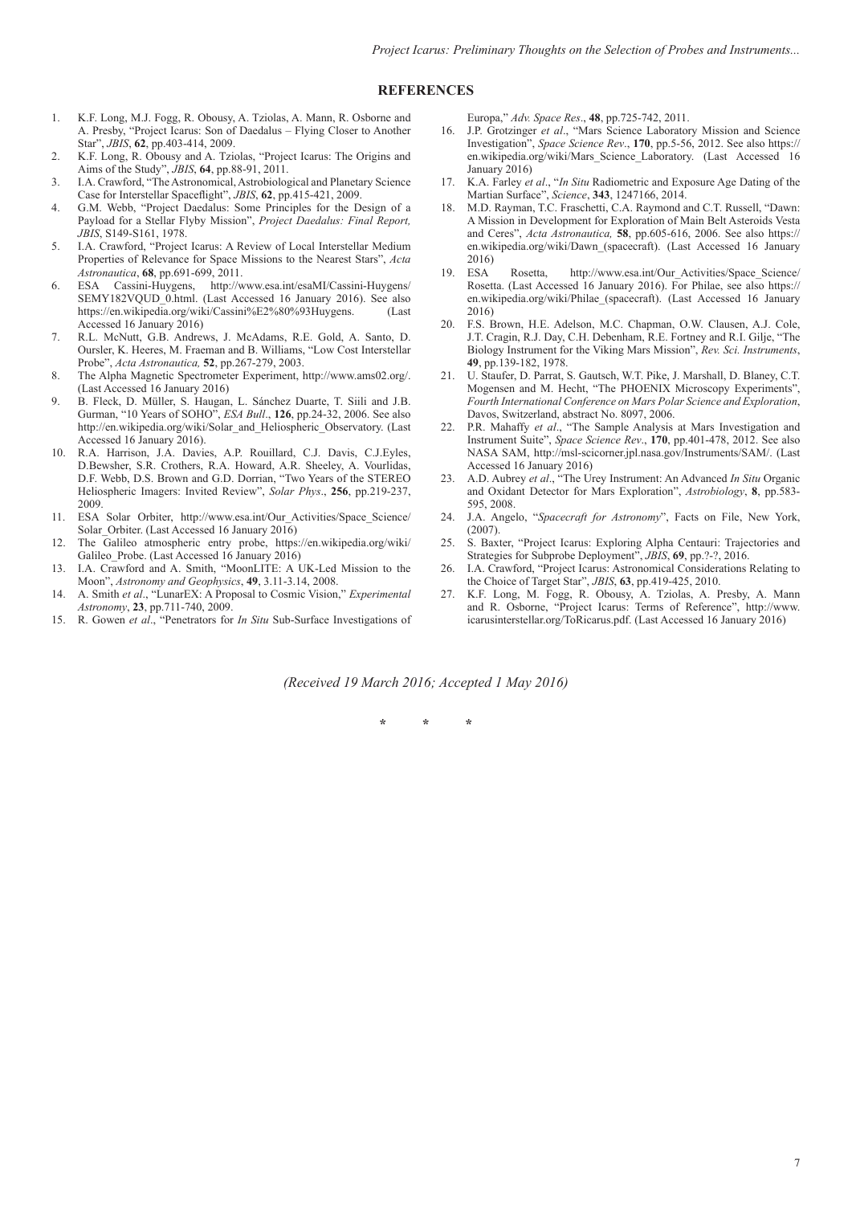## REFERENCES

1. K.F. Long, M.J. Fogg, R. Obousy, A. Tziolas, A. Mann, R. Osborne and A. Presby, "Project Icarus: Son of Daedalus – Flying Closer to Another Star", *JBIS*, **62**, pp.403-414, 2009.
2. K.F. Long, R. Obousy and A. Tziolas, "Project Icarus: The Origins and Aims of the Study", *JBIS*, **64**, pp.88-91, 2011.
3. I.A. Crawford, "The Astronomical, Astrobiological and Planetary Science Case for Interstellar Spaceflight", *JBIS*, **62**, pp.415-421, 2009.
4. G.M. Webb, "Project Daedalus: Some Principles for the Design of a Payload for a Stellar Flyby Mission", *Project Daedalus: Final Report, JBIS*, S149-S161, 1978.
5. I.A. Crawford, "Project Icarus: A Review of Local Interstellar Medium Properties of Relevance for Space Missions to the Nearest Stars", *Acta Astronautica*, **68**, pp.691-699, 2011.
6. ESA Cassini-Huygens, http://www.esa.int/esaMI/Cassini-Huygens/SEMY182VQUD_0.html. (Last Accessed 16 January 2016). See also https://en.wikipedia.org/wiki/Cassini%E2%80%93Huygens. (Last Accessed 16 January 2016)
7. R.L. McNutt, G.B. Andrews, J. McAdams, R.E. Gold, A. Santo, D. Oursler, K. Heeres, M. Fraeman and B. Williams, "Low Cost Interstellar Probe", *Acta Astronautica,* **52**, pp.267-279, 2003.
8. The Alpha Magnetic Spectrometer Experiment, http://www.ams02.org/. (Last Accessed 16 January 2016)
9. B. Fleck, D. Müller, S. Haugan, L. Sánchez Duarte, T. Siili and J.B. Gurman, "10 Years of SOHO", *ESA Bull*., **126**, pp.24-32, 2006. See also http://en.wikipedia.org/wiki/Solar_and_Heliospheric_Observatory. (Last Accessed 16 January 2016).
10. R.A. Harrison, J.A. Davies, A.P. Rouillard, C.J. Davis, C.J.Eyles, D.Bewsher, S.R. Crothers, R.A. Howard, A.R. Sheeley, A. Vourlidas, D.F. Webb, D.S. Brown and G.D. Dorrian, "Two Years of the STEREO Heliospheric Imagers: Invited Review", *Solar Phys*., **256**, pp.219-237, 2009.
11. ESA Solar Orbiter, http://www.esa.int/Our_Activities/Space_Science/Solar_Orbiter. (Last Accessed 16 January 2016)
12. The Galileo atmospheric entry probe, https://en.wikipedia.org/wiki/Galileo_Probe. (Last Accessed 16 January 2016)
13. I.A. Crawford and A. Smith, "MoonLITE: A UK-Led Mission to the Moon", *Astronomy and Geophysics*, **49**, 3.11-3.14, 2008.
14. A. Smith *et al*., "LunarEX: A Proposal to Cosmic Vision," *Experimental Astronomy*, **23**, pp.711-740, 2009.
15. R. Gowen *et al*., "Penetrators for *In Situ* Sub-Surface Investigations of Europa," *Adv. Space Res*., **48**, pp.725-742, 2011.
16. J.P. Grotzinger *et al*., "Mars Science Laboratory Mission and Science Investigation", *Space Science Rev*., **170**, pp.5-56, 2012. See also https://en.wikipedia.org/wiki/Mars_Science_Laboratory. (Last Accessed 16 January 2016)
17. K.A. Farley *et al*., "*In Situ* Radiometric and Exposure Age Dating of the Martian Surface", *Science*, **343**, 1247166, 2014.
18. M.D. Rayman, T.C. Fraschetti, C.A. Raymond and C.T. Russell, "Dawn: A Mission in Development for Exploration of Main Belt Asteroids Vesta and Ceres", *Acta Astronautica,* **58**, pp.605-616, 2006. See also https://en.wikipedia.org/wiki/Dawn_(spacecraft). (Last Accessed 16 January 2016)
19. ESA Rosetta, http://www.esa.int/Our_Activities/Space_Science/Rosetta. (Last Accessed 16 January 2016). For Philae, see also https://en.wikipedia.org/wiki/Philae_(spacecraft). (Last Accessed 16 January 2016)
20. F.S. Brown, H.E. Adelson, M.C. Chapman, O.W. Clausen, A.J. Cole, J.T. Cragin, R.J. Day, C.H. Debenham, R.E. Fortney and R.I. Gilje, "The Biology Instrument for the Viking Mars Mission", *Rev. Sci. Instruments*, **49**, pp.139-182, 1978.
21. U. Staufer, D. Parrat, S. Gautsch, W.T. Pike, J. Marshall, D. Blaney, C.T. Mogensen and M. Hecht, "The PHOENIX Microscopy Experiments", *Fourth International Conference on Mars Polar Science and Exploration*, Davos, Switzerland, abstract No. 8097, 2006.
22. P.R. Mahaffy *et al*., "The Sample Analysis at Mars Investigation and Instrument Suite", *Space Science Rev*., **170**, pp.401-478, 2012. See also NASA SAM, http://msl-scicorner.jpl.nasa.gov/Instruments/SAM/. (Last Accessed 16 January 2016)
23. A.D. Aubrey *et al*., "The Urey Instrument: An Advanced *In Situ* Organic and Oxidant Detector for Mars Exploration", *Astrobiology*, **8**, pp.583-595, 2008.
24. J.A. Angelo, "*Spacecraft for Astronomy*", Facts on File, New York, (2007).
25. S. Baxter, "Project Icarus: Exploring Alpha Centauri: Trajectories and Strategies for Subprobe Deployment", *JBIS*, **69**, pp.?-?, 2016.
26. I.A. Crawford, "Project Icarus: Astronomical Considerations Relating to the Choice of Target Star", *JBIS*, **63**, pp.419-425, 2010.
27. K.F. Long, M. Fogg, R. Obousy, A. Tziolas, A. Presby, A. Mann and R. Osborne, "Project Icarus: Terms of Reference", http://www.icarusinterstellar.org/ToRicarus.pdf. (Last Accessed 16 January 2016)

*(Received 19 March 2016; Accepted 1 May 2016)*

\* \* \*